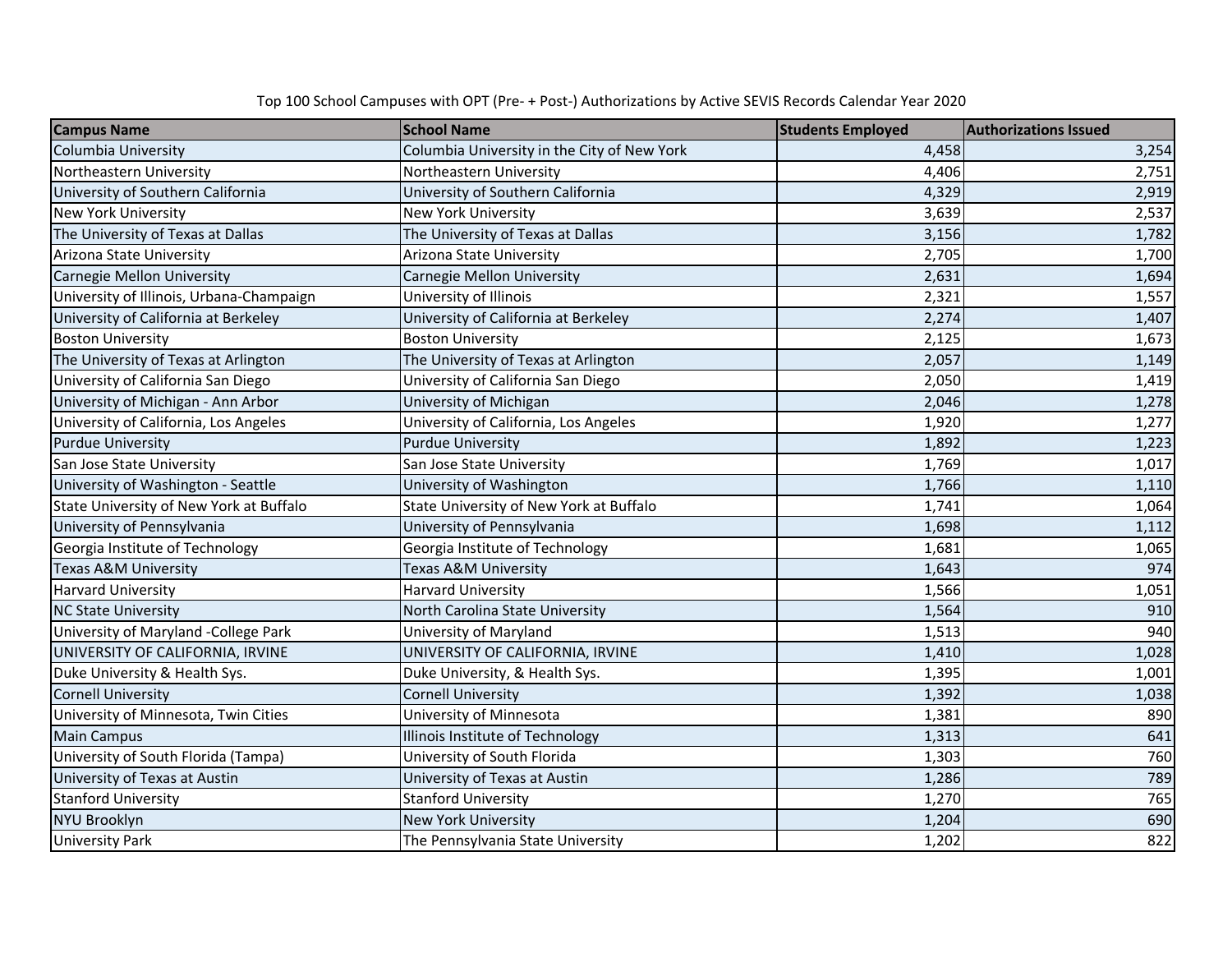Top 100 School Campuses with OPT (Pre- + Post-) Authorizations by Active SEVIS Records Calendar Year 2020

| Campus Name | School Name | Students Employed | Authorizations Issued |
|---|---|---|---|
| Columbia University | Columbia University in the City of New York | 4,458 | 3,254 |
| Northeastern University | Northeastern University | 4,406 | 2,751 |
| University of Southern California | University of Southern California | 4,329 | 2,919 |
| New York University | New York University | 3,639 | 2,537 |
| The University of Texas at Dallas | The University of Texas at Dallas | 3,156 | 1,782 |
| Arizona State University | Arizona State University | 2,705 | 1,700 |
| Carnegie Mellon University | Carnegie Mellon University | 2,631 | 1,694 |
| University of Illinois, Urbana-Champaign | University of Illinois | 2,321 | 1,557 |
| University of California at Berkeley | University of California at Berkeley | 2,274 | 1,407 |
| Boston University | Boston University | 2,125 | 1,673 |
| The University of Texas at Arlington | The University of Texas at Arlington | 2,057 | 1,149 |
| University of California San Diego | University of California San Diego | 2,050 | 1,419 |
| University of Michigan - Ann Arbor | University of Michigan | 2,046 | 1,278 |
| University of California, Los Angeles | University of California, Los Angeles | 1,920 | 1,277 |
| Purdue University | Purdue University | 1,892 | 1,223 |
| San Jose State University | San Jose State University | 1,769 | 1,017 |
| University of Washington - Seattle | University of Washington | 1,766 | 1,110 |
| State University of New York at Buffalo | State University of New York at Buffalo | 1,741 | 1,064 |
| University of Pennsylvania | University of Pennsylvania | 1,698 | 1,112 |
| Georgia Institute of Technology | Georgia Institute of Technology | 1,681 | 1,065 |
| Texas A&M University | Texas A&M University | 1,643 | 974 |
| Harvard University | Harvard University | 1,566 | 1,051 |
| NC State University | North Carolina State University | 1,564 | 910 |
| University of Maryland -College Park | University of Maryland | 1,513 | 940 |
| UNIVERSITY OF CALIFORNIA, IRVINE | UNIVERSITY OF CALIFORNIA, IRVINE | 1,410 | 1,028 |
| Duke University & Health Sys. | Duke University, & Health Sys. | 1,395 | 1,001 |
| Cornell University | Cornell University | 1,392 | 1,038 |
| University of Minnesota, Twin Cities | University of Minnesota | 1,381 | 890 |
| Main Campus | Illinois Institute of Technology | 1,313 | 641 |
| University of South Florida (Tampa) | University of South Florida | 1,303 | 760 |
| University of Texas at Austin | University of Texas at Austin | 1,286 | 789 |
| Stanford University | Stanford University | 1,270 | 765 |
| NYU Brooklyn | New York University | 1,204 | 690 |
| University Park | The Pennsylvania State University | 1,202 | 822 |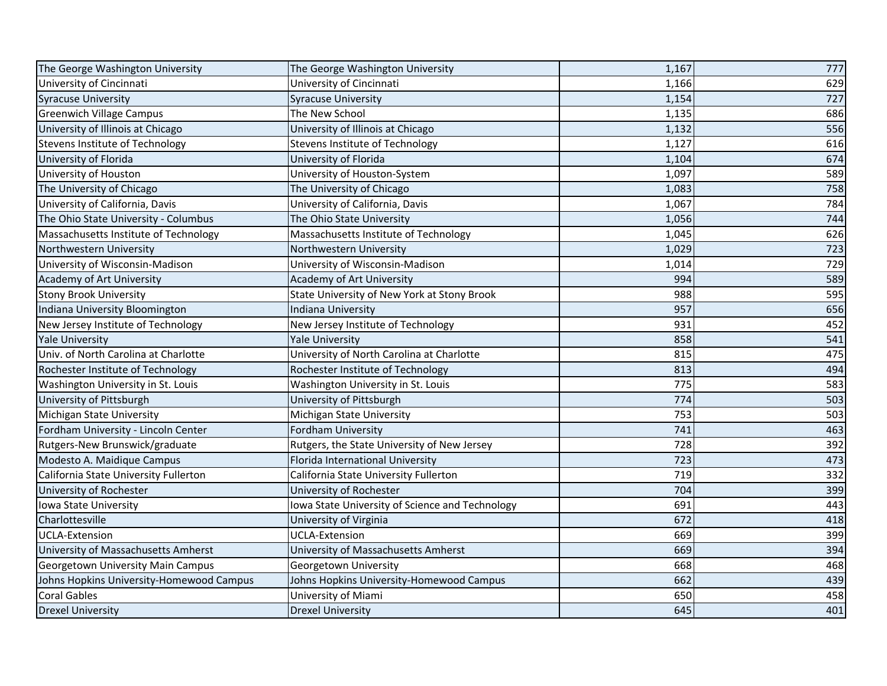| | | | |
|---|---|---|---|
| The George Washington University | The George Washington University | 1,167 | 777 |
| University of Cincinnati | University of Cincinnati | 1,166 | 629 |
| Syracuse University | Syracuse University | 1,154 | 727 |
| Greenwich Village Campus | The New School | 1,135 | 686 |
| University of Illinois at Chicago | University of Illinois at Chicago | 1,132 | 556 |
| Stevens Institute of Technology | Stevens Institute of Technology | 1,127 | 616 |
| University of Florida | University of Florida | 1,104 | 674 |
| University of Houston | University of Houston-System | 1,097 | 589 |
| The University of Chicago | The University of Chicago | 1,083 | 758 |
| University of California, Davis | University of California, Davis | 1,067 | 784 |
| The Ohio State University - Columbus | The Ohio State University | 1,056 | 744 |
| Massachusetts Institute of Technology | Massachusetts Institute of Technology | 1,045 | 626 |
| Northwestern University | Northwestern University | 1,029 | 723 |
| University of Wisconsin-Madison | University of Wisconsin-Madison | 1,014 | 729 |
| Academy of Art University | Academy of Art University | 994 | 589 |
| Stony Brook University | State University of New York at Stony Brook | 988 | 595 |
| Indiana University Bloomington | Indiana University | 957 | 656 |
| New Jersey Institute of Technology | New Jersey Institute of Technology | 931 | 452 |
| Yale University | Yale University | 858 | 541 |
| Univ. of North Carolina at Charlotte | University of North Carolina at Charlotte | 815 | 475 |
| Rochester Institute of Technology | Rochester Institute of Technology | 813 | 494 |
| Washington University in St. Louis | Washington University in St. Louis | 775 | 583 |
| University of Pittsburgh | University of Pittsburgh | 774 | 503 |
| Michigan State University | Michigan State University | 753 | 503 |
| Fordham University - Lincoln Center | Fordham University | 741 | 463 |
| Rutgers-New Brunswick/graduate | Rutgers, the State University of New Jersey | 728 | 392 |
| Modesto A. Maidique Campus | Florida International University | 723 | 473 |
| California State University Fullerton | California State University Fullerton | 719 | 332 |
| University of Rochester | University of Rochester | 704 | 399 |
| Iowa State University | Iowa State University of Science and Technology | 691 | 443 |
| Charlottesville | University of Virginia | 672 | 418 |
| UCLA-Extension | UCLA-Extension | 669 | 399 |
| University of Massachusetts Amherst | University of Massachusetts Amherst | 669 | 394 |
| Georgetown University Main Campus | Georgetown University | 668 | 468 |
| Johns Hopkins University-Homewood Campus | Johns Hopkins University-Homewood Campus | 662 | 439 |
| Coral Gables | University of Miami | 650 | 458 |
| Drexel University | Drexel University | 645 | 401 |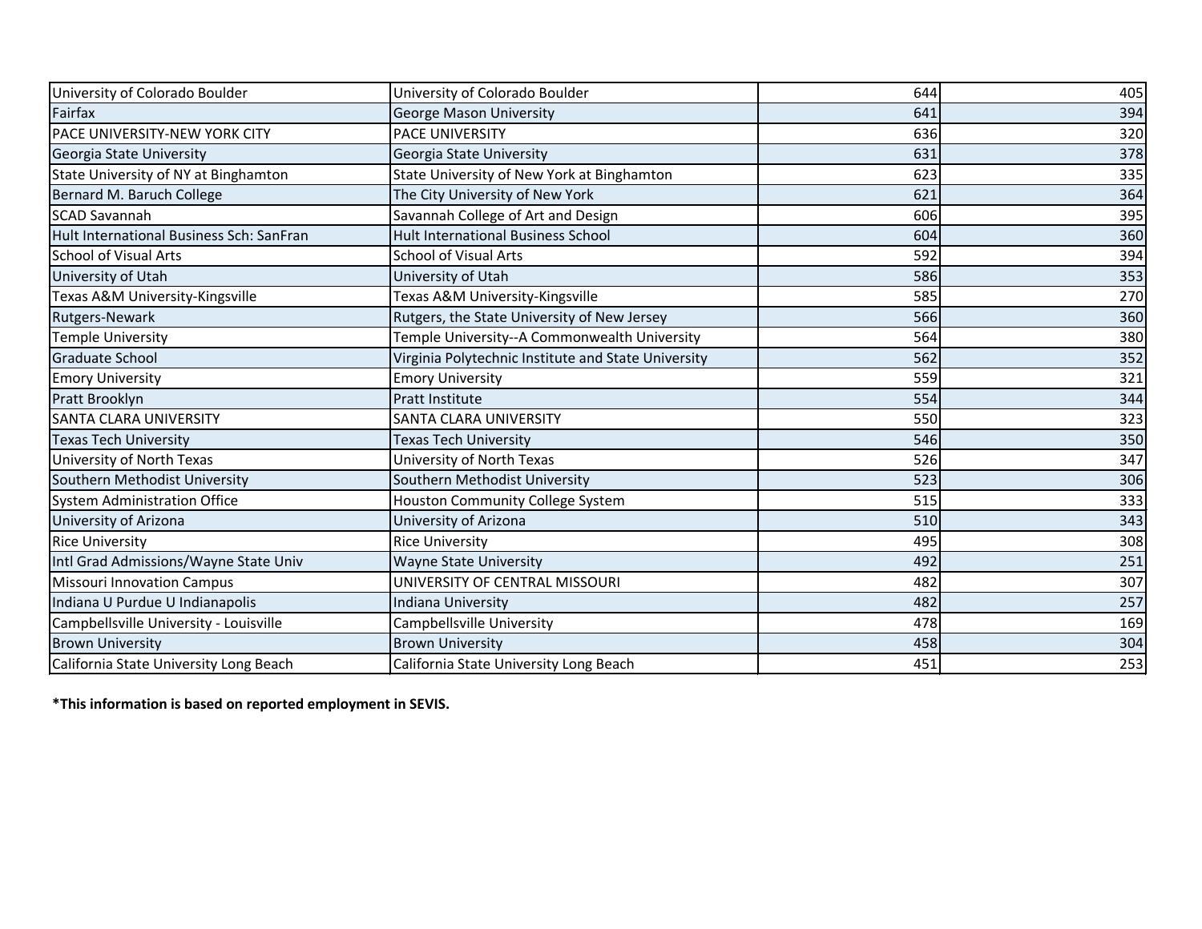| | | | |
|---|---|---|---|
| University of Colorado Boulder | University of Colorado Boulder | 644 | 405 |
| Fairfax | George Mason University | 641 | 394 |
| PACE UNIVERSITY-NEW YORK CITY | PACE UNIVERSITY | 636 | 320 |
| Georgia State University | Georgia State University | 631 | 378 |
| State University of NY at Binghamton | State University of New York at Binghamton | 623 | 335 |
| Bernard M. Baruch College | The City University of New York | 621 | 364 |
| SCAD Savannah | Savannah College of Art and Design | 606 | 395 |
| Hult International Business Sch: SanFran | Hult International Business School | 604 | 360 |
| School of Visual Arts | School of Visual Arts | 592 | 394 |
| University of Utah | University of Utah | 586 | 353 |
| Texas A&M University-Kingsville | Texas A&M University-Kingsville | 585 | 270 |
| Rutgers-Newark | Rutgers, the State University of New Jersey | 566 | 360 |
| Temple University | Temple University--A Commonwealth University | 564 | 380 |
| Graduate School | Virginia Polytechnic Institute and State University | 562 | 352 |
| Emory University | Emory University | 559 | 321 |
| Pratt Brooklyn | Pratt Institute | 554 | 344 |
| SANTA CLARA UNIVERSITY | SANTA CLARA UNIVERSITY | 550 | 323 |
| Texas Tech University | Texas Tech University | 546 | 350 |
| University of North Texas | University of North Texas | 526 | 347 |
| Southern Methodist University | Southern Methodist University | 523 | 306 |
| System Administration Office | Houston Community College System | 515 | 333 |
| University of Arizona | University of Arizona | 510 | 343 |
| Rice University | Rice University | 495 | 308 |
| Intl Grad Admissions/Wayne State Univ | Wayne State University | 492 | 251 |
| Missouri Innovation Campus | UNIVERSITY OF CENTRAL MISSOURI | 482 | 307 |
| Indiana U Purdue U Indianapolis | Indiana University | 482 | 257 |
| Campbellsville University - Louisville | Campbellsville University | 478 | 169 |
| Brown University | Brown University | 458 | 304 |
| California State University Long Beach | California State University Long Beach | 451 | 253 |

**\*This information is based on reported employment in SEVIS.**